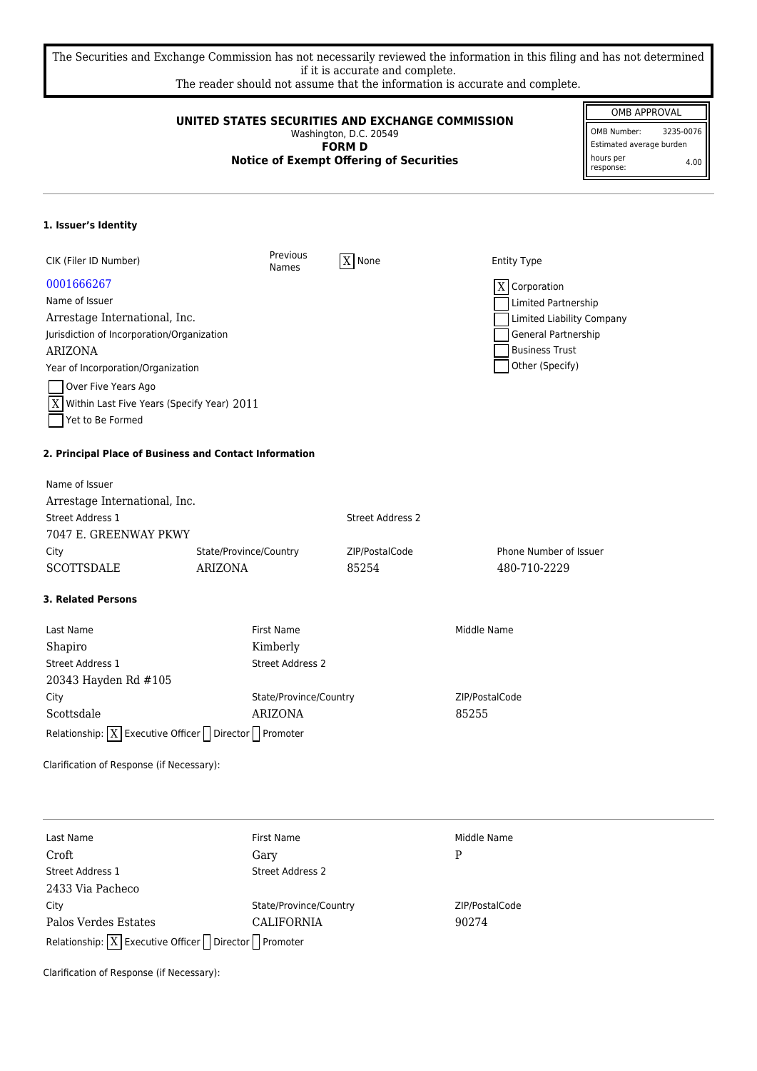The Securities and Exchange Commission has not necessarily reviewed the information in this filing and has not determined if it is accurate and complete.
The reader should not assume that the information is accurate and complete.

**UNITED STATES SECURITIES AND EXCHANGE COMMISSION**
Washington, D.C. 20549
**FORM D**
**Notice of Exempt Offering of Securities**

| OMB APPROVAL | |
|---|---|
| OMB Number: | 3235-0076 |
| Estimated average burden | |
| hours per response: | 4.00 |

#### 1. Issuer's Identity

CIK (Filer ID Number)
0001666267

Previous Names: [X] None

Name of Issuer
Arrestage International, Inc.

Jurisdiction of Incorporation/Organization
ARIZONA

Year of Incorporation/Organization
[ ] Over Five Years Ago
[X] Within Last Five Years (Specify Year) 2011
[ ] Yet to Be Formed

Entity Type
[X] Corporation
[ ] Limited Partnership
[ ] Limited Liability Company
[ ] General Partnership
[ ] Business Trust
[ ] Other (Specify)

#### 2. Principal Place of Business and Contact Information

Name of Issuer
Arrestage International, Inc.

| Street Address 1 | Street Address 2 | | |
|---|---|---|---|
| 7047 E. GREENWAY PKWY | | | |
| **City** | **State/Province/Country** | **ZIP/PostalCode** | **Phone Number of Issuer** |
| SCOTTSDALE | ARIZONA | 85254 | 480-710-2229 |

#### 3. Related Persons

| Last Name | First Name | Middle Name |
|---|---|---|
| Shapiro | Kimberly | |
| **Street Address 1** | **Street Address 2** | |
| 20343 Hayden Rd #105 | | |
| **City** | **State/Province/Country** | **ZIP/PostalCode** |
| Scottsdale | ARIZONA | 85255 |

Relationship: [X] Executive Officer [ ] Director [ ] Promoter

Clarification of Response (if Necessary):

---

| Last Name | First Name | Middle Name |
|---|---|---|
| Croft | Gary | P |
| **Street Address 1** | **Street Address 2** | |
| 2433 Via Pacheco | | |
| **City** | **State/Province/Country** | **ZIP/PostalCode** |
| Palos Verdes Estates | CALIFORNIA | 90274 |

Relationship: [X] Executive Officer [ ] Director [ ] Promoter

Clarification of Response (if Necessary):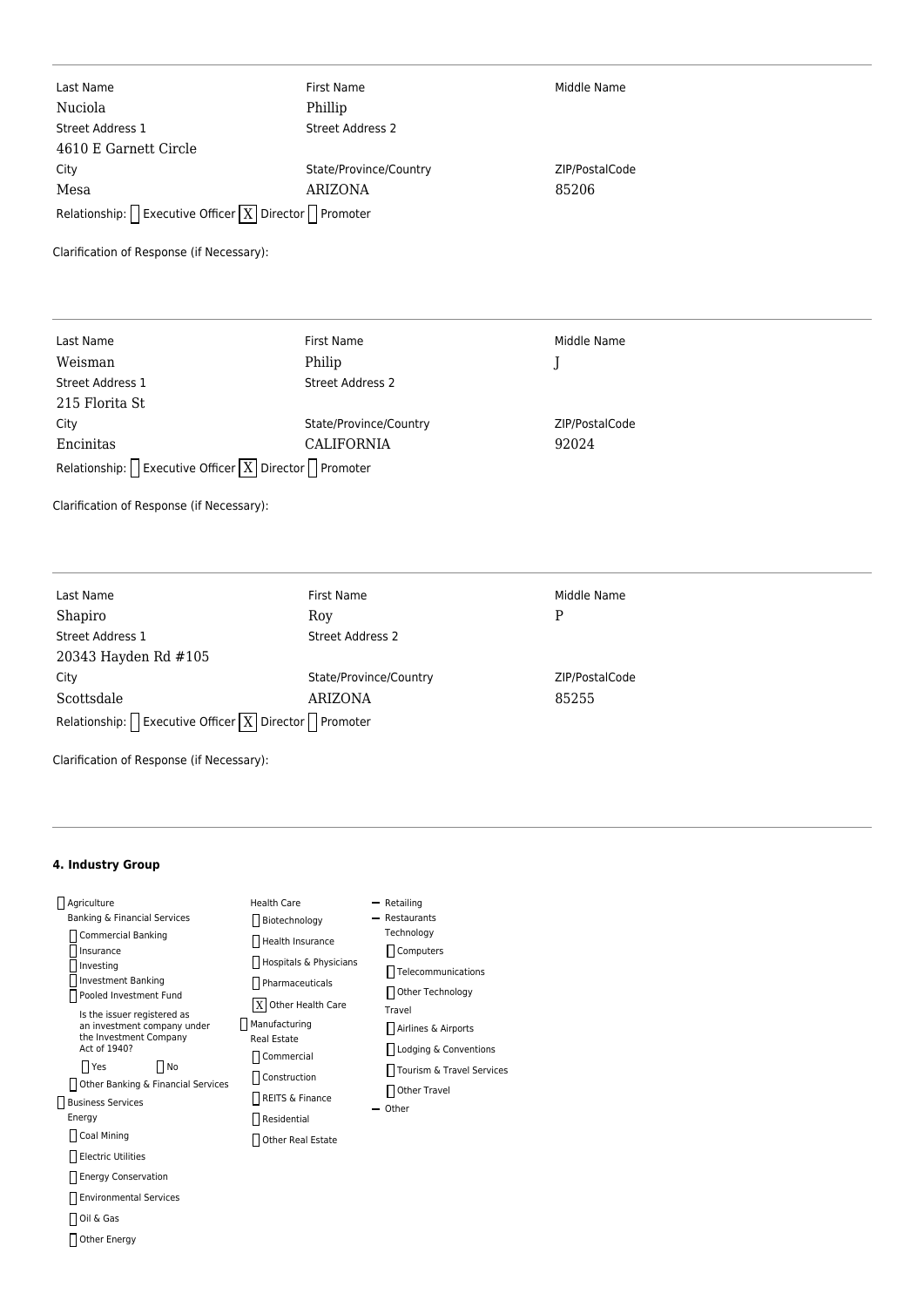| Last Name | First Name | Middle Name |
|---|---|---|
| Nuciola | Phillip | |
| **Street Address 1** | **Street Address 2** | |
| 4610 E Garnett Circle | | |
| **City** | **State/Province/Country** | **ZIP/PostalCode** |
| Mesa | ARIZONA | 85206 |

Relationship: [ ] Executive Officer [X] Director [ ] Promoter

Clarification of Response (if Necessary):

---

| Last Name | First Name | Middle Name |
|---|---|---|
| Weisman | Philip | J |
| **Street Address 1** | **Street Address 2** | |
| 215 Florita St | | |
| **City** | **State/Province/Country** | **ZIP/PostalCode** |
| Encinitas | CALIFORNIA | 92024 |

Relationship: [ ] Executive Officer [X] Director [ ] Promoter

Clarification of Response (if Necessary):

---

| Last Name | First Name | Middle Name |
|---|---|---|
| Shapiro | Roy | P |
| **Street Address 1** | **Street Address 2** | |
| 20343 Hayden Rd #105 | | |
| **City** | **State/Province/Country** | **ZIP/PostalCode** |
| Scottsdale | ARIZONA | 85255 |

Relationship: [ ] Executive Officer [X] Director [ ] Promoter

Clarification of Response (if Necessary):

---

#### 4. Industry Group

- [ ] Agriculture
- Banking & Financial Services
  - [ ] Commercial Banking
  - [ ] Insurance
  - [ ] Investing
  - [ ] Investment Banking
  - [ ] Pooled Investment Fund
    - Is the issuer registered as an investment company under the Investment Company Act of 1940?
    - [ ] Yes [ ] No
  - [ ] Other Banking & Financial Services
- [ ] Business Services
- Energy
  - [ ] Coal Mining
  - [ ] Electric Utilities
  - [ ] Energy Conservation
  - [ ] Environmental Services
  - [ ] Oil & Gas
  - [ ] Other Energy
- Health Care
  - [ ] Biotechnology
  - [ ] Health Insurance
  - [ ] Hospitals & Physicians
  - [ ] Pharmaceuticals
  - [X] Other Health Care
- [ ] Manufacturing
- Real Estate
  - [ ] Commercial
  - [ ] Construction
  - [ ] REITS & Finance
  - [ ] Residential
  - [ ] Other Real Estate
- Retailing
- Restaurants
- Technology
  - [ ] Computers
  - [ ] Telecommunications
  - [ ] Other Technology
- Travel
  - [ ] Airlines & Airports
  - [ ] Lodging & Conventions
  - [ ] Tourism & Travel Services
  - [ ] Other Travel
- Other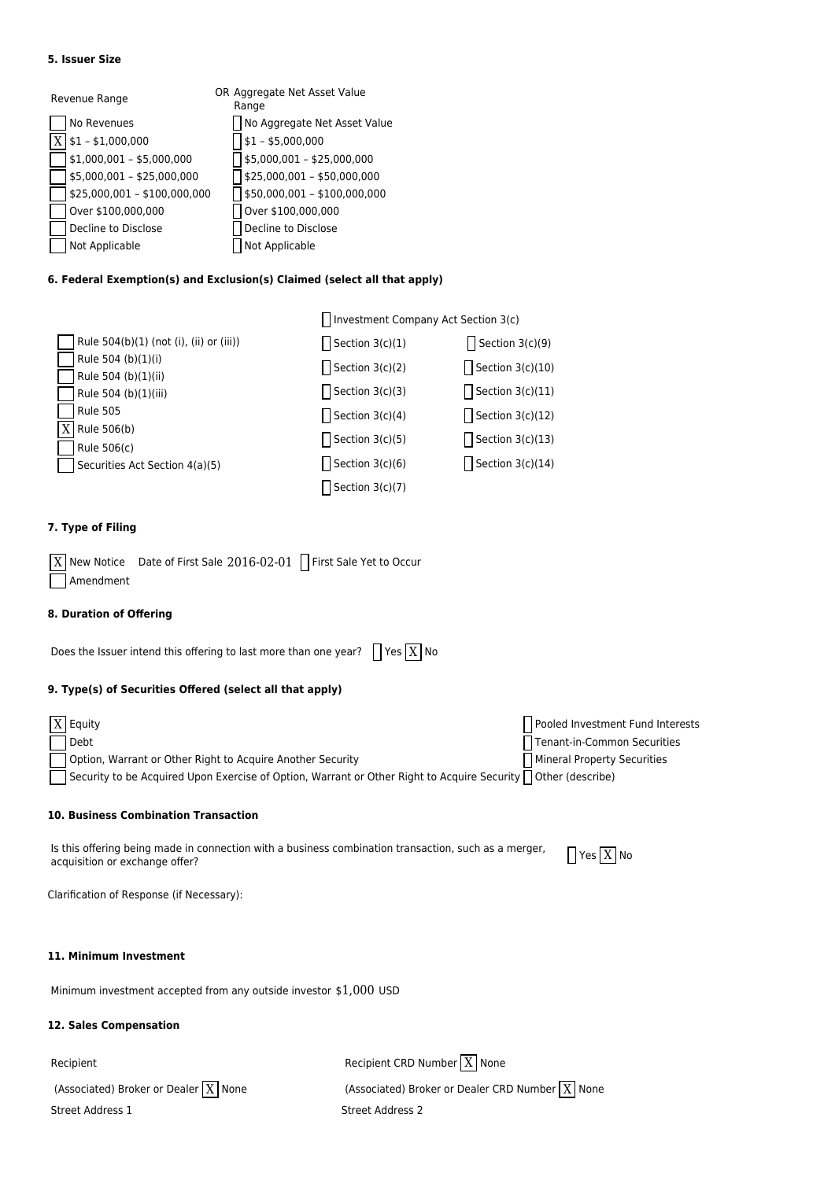#### 5. Issuer Size

| Revenue Range | OR Aggregate Net Asset Value Range |
|---|---|
| [ ] No Revenues | [ ] No Aggregate Net Asset Value |
| [X] $1 – $1,000,000 | [ ] $1 – $5,000,000 |
| [ ] $1,000,001 – $5,000,000 | [ ] $5,000,001 – $25,000,000 |
| [ ] $5,000,001 – $25,000,000 | [ ] $25,000,001 – $50,000,000 |
| [ ] $25,000,001 – $100,000,000 | [ ] $50,000,001 – $100,000,000 |
| [ ] Over $100,000,000 | [ ] Over $100,000,000 |
| [ ] Decline to Disclose | [ ] Decline to Disclose |
| [ ] Not Applicable | [ ] Not Applicable |

#### 6. Federal Exemption(s) and Exclusion(s) Claimed (select all that apply)

| | [ ] Investment Company Act Section 3(c) | |
|---|---|---|
| [ ] Rule 504(b)(1) (not (i), (ii) or (iii)) | [ ] Section 3(c)(1) | [ ] Section 3(c)(9) |
| [ ] Rule 504 (b)(1)(i) | [ ] Section 3(c)(2) | [ ] Section 3(c)(10) |
| [ ] Rule 504 (b)(1)(ii) | [ ] Section 3(c)(3) | [ ] Section 3(c)(11) |
| [ ] Rule 504 (b)(1)(iii) | [ ] Section 3(c)(4) | [ ] Section 3(c)(12) |
| [ ] Rule 505 | [ ] Section 3(c)(5) | [ ] Section 3(c)(13) |
| [X] Rule 506(b) | [ ] Section 3(c)(6) | [ ] Section 3(c)(14) |
| [ ] Rule 506(c) | [ ] Section 3(c)(7) | |
| [ ] Securities Act Section 4(a)(5) | | |

#### 7. Type of Filing

[X] New Notice Date of First Sale 2016-02-01 [ ] First Sale Yet to Occur
[ ] Amendment

#### 8. Duration of Offering

Does the Issuer intend this offering to last more than one year? [ ] Yes [X] No

#### 9. Type(s) of Securities Offered (select all that apply)

[X] Equity
[ ] Debt
[ ] Option, Warrant or Other Right to Acquire Another Security
[ ] Security to be Acquired Upon Exercise of Option, Warrant or Other Right to Acquire Security
[ ] Pooled Investment Fund Interests
[ ] Tenant-in-Common Securities
[ ] Mineral Property Securities
[ ] Other (describe)

#### 10. Business Combination Transaction

Is this offering being made in connection with a business combination transaction, such as a merger, acquisition or exchange offer? [ ] Yes [X] No

Clarification of Response (if Necessary):

#### 11. Minimum Investment

Minimum investment accepted from any outside investor $1,000 USD

#### 12. Sales Compensation

Recipient

Recipient CRD Number [X] None

(Associated) Broker or Dealer [X] None

(Associated) Broker or Dealer CRD Number [X] None

Street Address 1

Street Address 2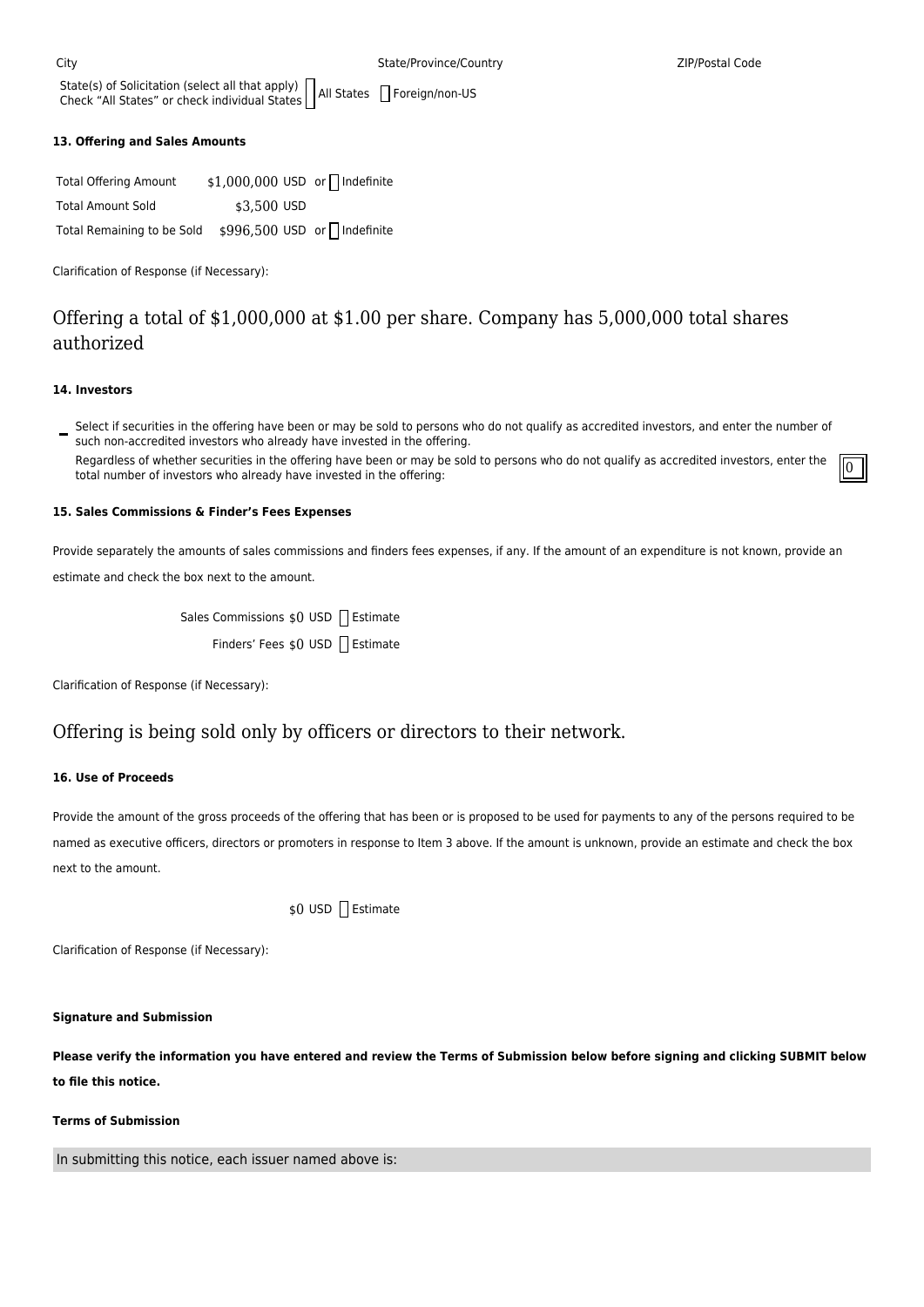City State/Province/Country ZIP/Postal Code

State(s) of Solicitation (select all that apply)
Check "All States" or check individual States ☐ All States ☐ Foreign/non-US

**13. Offering and Sales Amounts**

| | |
|---|---|
| Total Offering Amount | $1,000,000 USD or ☐ Indefinite |
| Total Amount Sold | $3,500 USD |
| Total Remaining to be Sold | $996,500 USD or ☐ Indefinite |

Clarification of Response (if Necessary):

Offering a total of $1,000,000 at $1.00 per share. Company has 5,000,000 total shares authorized

**14. Investors**

☐ Select if securities in the offering have been or may be sold to persons who do not qualify as accredited investors, and enter the number of such non-accredited investors who already have invested in the offering.

Regardless of whether securities in the offering have been or may be sold to persons who do not qualify as accredited investors, enter the total number of investors who already have invested in the offering: 0

**15. Sales Commissions & Finder's Fees Expenses**

Provide separately the amounts of sales commissions and finders fees expenses, if any. If the amount of an expenditure is not known, provide an estimate and check the box next to the amount.

Sales Commissions $0 USD ☐ Estimate

Finders' Fees $0 USD ☐ Estimate

Clarification of Response (if Necessary):

Offering is being sold only by officers or directors to their network.

**16. Use of Proceeds**

Provide the amount of the gross proceeds of the offering that has been or is proposed to be used for payments to any of the persons required to be named as executive officers, directors or promoters in response to Item 3 above. If the amount is unknown, provide an estimate and check the box next to the amount.

$0 USD ☐ Estimate

Clarification of Response (if Necessary):

**Signature and Submission**

**Please verify the information you have entered and review the Terms of Submission below before signing and clicking SUBMIT below to file this notice.**

**Terms of Submission**

In submitting this notice, each issuer named above is: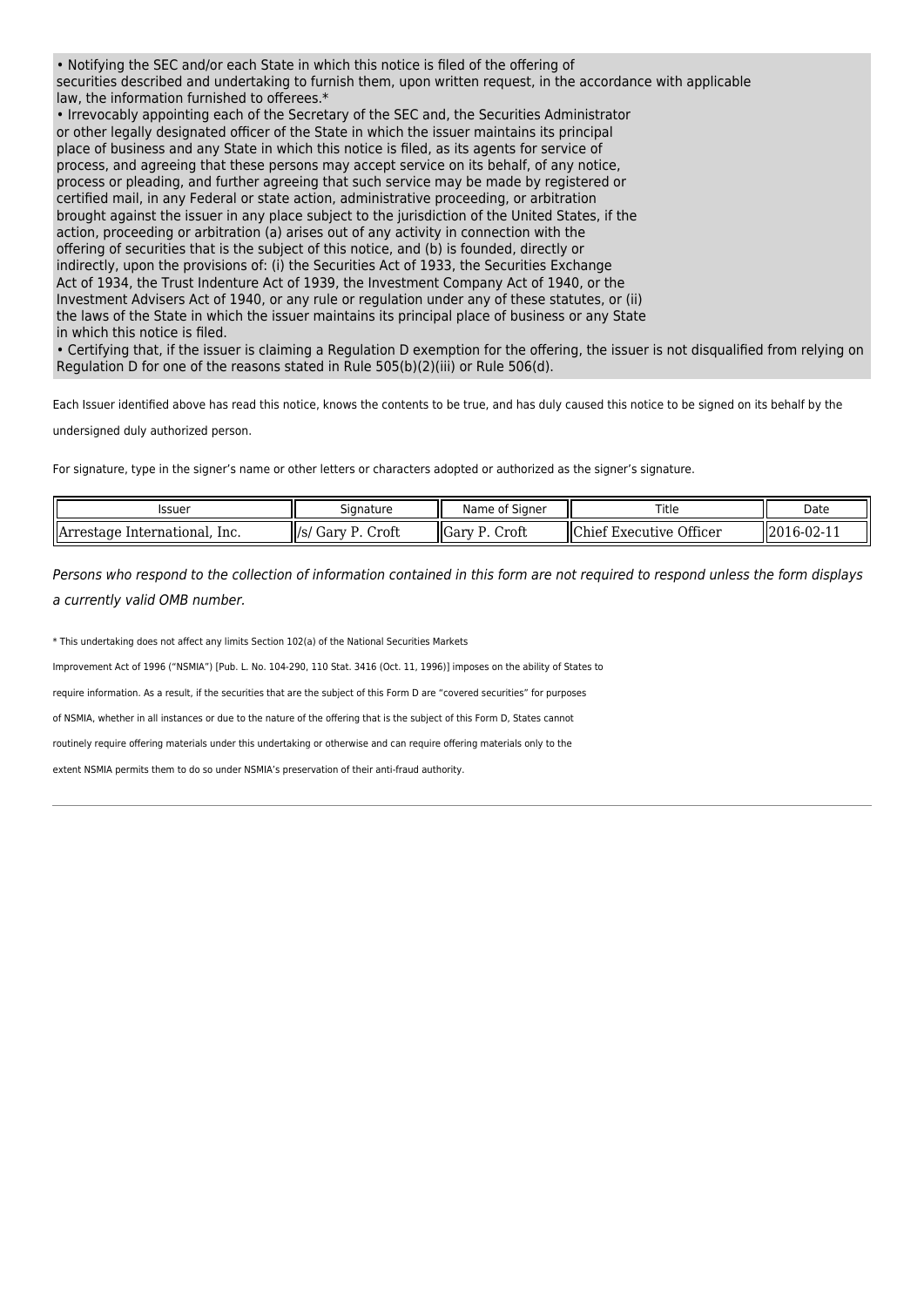- Notifying the SEC and/or each State in which this notice is filed of the offering of securities described and undertaking to furnish them, upon written request, in the accordance with applicable law, the information furnished to offerees.*
- Irrevocably appointing each of the Secretary of the SEC and, the Securities Administrator or other legally designated officer of the State in which the issuer maintains its principal place of business and any State in which this notice is filed, as its agents for service of process, and agreeing that these persons may accept service on its behalf, of any notice, process or pleading, and further agreeing that such service may be made by registered or certified mail, in any Federal or state action, administrative proceeding, or arbitration brought against the issuer in any place subject to the jurisdiction of the United States, if the action, proceeding or arbitration (a) arises out of any activity in connection with the offering of securities that is the subject of this notice, and (b) is founded, directly or indirectly, upon the provisions of: (i) the Securities Act of 1933, the Securities Exchange Act of 1934, the Trust Indenture Act of 1939, the Investment Company Act of 1940, or the Investment Advisers Act of 1940, or any rule or regulation under any of these statutes, or (ii) the laws of the State in which the issuer maintains its principal place of business or any State in which this notice is filed.
- Certifying that, if the issuer is claiming a Regulation D exemption for the offering, the issuer is not disqualified from relying on Regulation D for one of the reasons stated in Rule 505(b)(2)(iii) or Rule 506(d).

Each Issuer identified above has read this notice, knows the contents to be true, and has duly caused this notice to be signed on its behalf by the undersigned duly authorized person.

For signature, type in the signer's name or other letters or characters adopted or authorized as the signer's signature.

| Issuer | Signature | Name of Signer | Title | Date |
| --- | --- | --- | --- | --- |
| Arrestage International, Inc. | /s/ Gary P. Croft | Gary P. Croft | Chief Executive Officer | 2016-02-11 |

*Persons who respond to the collection of information contained in this form are not required to respond unless the form displays a currently valid OMB number.*

* This undertaking does not affect any limits Section 102(a) of the National Securities Markets Improvement Act of 1996 ("NSMIA") [Pub. L. No. 104-290, 110 Stat. 3416 (Oct. 11, 1996)] imposes on the ability of States to require information. As a result, if the securities that are the subject of this Form D are "covered securities" for purposes of NSMIA, whether in all instances or due to the nature of the offering that is the subject of this Form D, States cannot routinely require offering materials under this undertaking or otherwise and can require offering materials only to the extent NSMIA permits them to do so under NSMIA's preservation of their anti-fraud authority.